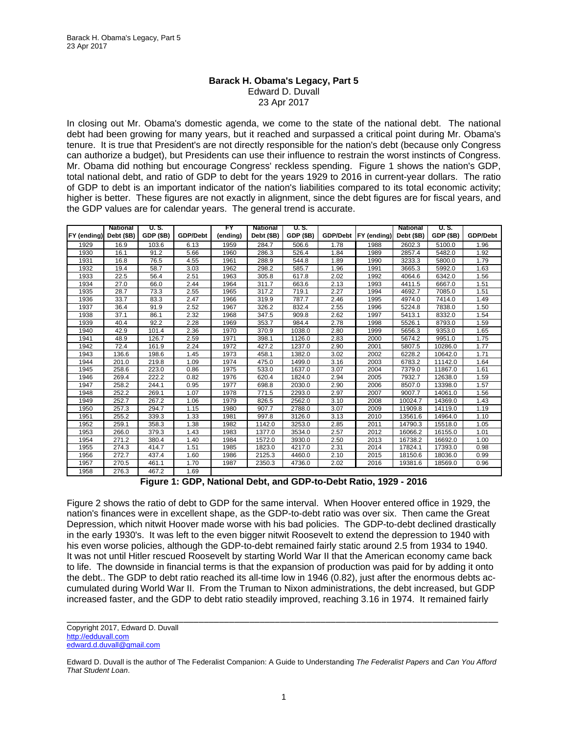# Barack H. Obama's Legacy, Part 5

Edward D. Duvall

23 Apr 2017

In closing out Mr. Obama's domestic agenda, we come to the state of the national debt. The national debt had been growing for many years, but it reached and surpassed a critical point during Mr. Obama's tenure. It is true that President's are not directly responsible for the nation's debt (because only Congress can authorize a budget), but Presidents can use their influence to restrain the worst instincts of Congress. Mr. Obama did nothing but encourage Congress' reckless spending. Figure 1 shows the nation's GDP, total national debt, and ratio of GDP to debt for the years 1929 to 2016 in current-year dollars. The ratio of GDP to debt is an important indicator of the nation's liabilities compared to its total economic activity; higher is better. These figures are not exactly in alignment, since the debt figures are for fiscal years, and the GDP values are for calendar years. The general trend is accurate.

| FY (ending) | National Debt ($B) | U. S. GDP ($B) | GDP/Debt | FY (ending) | National Debt ($B) | U. S. GDP ($B) | GDP/Debt | FY (ending) | National Debt ($B) | U. S. GDP ($B) | GDP/Debt |
|---|---|---|---|---|---|---|---|---|---|---|---|
| 1929 | 16.9 | 103.6 | 6.13 | 1959 | 284.7 | 506.6 | 1.78 | 1988 | 2602.3 | 5100.0 | 1.96 |
| 1930 | 16.1 | 91.2 | 5.66 | 1960 | 286.3 | 526.4 | 1.84 | 1989 | 2857.4 | 5482.0 | 1.92 |
| 1931 | 16.8 | 76.5 | 4.55 | 1961 | 288.9 | 544.8 | 1.89 | 1990 | 3233.3 | 5800.0 | 1.79 |
| 1932 | 19.4 | 58.7 | 3.03 | 1962 | 298.2 | 585.7 | 1.96 | 1991 | 3665.3 | 5992.0 | 1.63 |
| 1933 | 22.5 | 56.4 | 2.51 | 1963 | 305.8 | 617.8 | 2.02 | 1992 | 4064.6 | 6342.0 | 1.56 |
| 1934 | 27.0 | 66.0 | 2.44 | 1964 | 311.7 | 663.6 | 2.13 | 1993 | 4411.5 | 6667.0 | 1.51 |
| 1935 | 28.7 | 73.3 | 2.55 | 1965 | 317.2 | 719.1 | 2.27 | 1994 | 4692.7 | 7085.0 | 1.51 |
| 1936 | 33.7 | 83.3 | 2.47 | 1966 | 319.9 | 787.7 | 2.46 | 1995 | 4974.0 | 7414.0 | 1.49 |
| 1937 | 36.4 | 91.9 | 2.52 | 1967 | 326.2 | 832.4 | 2.55 | 1996 | 5224.8 | 7838.0 | 1.50 |
| 1938 | 37.1 | 86.1 | 2.32 | 1968 | 347.5 | 909.8 | 2.62 | 1997 | 5413.1 | 8332.0 | 1.54 |
| 1939 | 40.4 | 92.2 | 2.28 | 1969 | 353.7 | 984.4 | 2.78 | 1998 | 5526.1 | 8793.0 | 1.59 |
| 1940 | 42.9 | 101.4 | 2.36 | 1970 | 370.9 | 1038.0 | 2.80 | 1999 | 5656.3 | 9353.0 | 1.65 |
| 1941 | 48.9 | 126.7 | 2.59 | 1971 | 398.1 | 1126.0 | 2.83 | 2000 | 5674.2 | 9951.0 | 1.75 |
| 1942 | 72.4 | 161.9 | 2.24 | 1972 | 427.2 | 1237.0 | 2.90 | 2001 | 5807.5 | 10286.0 | 1.77 |
| 1943 | 136.6 | 198.6 | 1.45 | 1973 | 458.1 | 1382.0 | 3.02 | 2002 | 6228.2 | 10642.0 | 1.71 |
| 1944 | 201.0 | 219.8 | 1.09 | 1974 | 475.0 | 1499.0 | 3.16 | 2003 | 6783.2 | 11142.0 | 1.64 |
| 1945 | 258.6 | 223.0 | 0.86 | 1975 | 533.0 | 1637.0 | 3.07 | 2004 | 7379.0 | 11867.0 | 1.61 |
| 1946 | 269.4 | 222.2 | 0.82 | 1976 | 620.4 | 1824.0 | 2.94 | 2005 | 7932.7 | 12638.0 | 1.59 |
| 1947 | 258.2 | 244.1 | 0.95 | 1977 | 698.8 | 2030.0 | 2.90 | 2006 | 8507.0 | 13398.0 | 1.57 |
| 1948 | 252.2 | 269.1 | 1.07 | 1978 | 771.5 | 2293.0 | 2.97 | 2007 | 9007.7 | 14061.0 | 1.56 |
| 1949 | 252.7 | 267.2 | 1.06 | 1979 | 826.5 | 2562.0 | 3.10 | 2008 | 10024.7 | 14369.0 | 1.43 |
| 1950 | 257.3 | 294.7 | 1.15 | 1980 | 907.7 | 2788.0 | 3.07 | 2009 | 11909.8 | 14119.0 | 1.19 |
| 1951 | 255.2 | 339.3 | 1.33 | 1981 | 997.8 | 3126.0 | 3.13 | 2010 | 13561.6 | 14964.0 | 1.10 |
| 1952 | 259.1 | 358.3 | 1.38 | 1982 | 1142.0 | 3253.0 | 2.85 | 2011 | 14790.3 | 15518.0 | 1.05 |
| 1953 | 266.0 | 379.3 | 1.43 | 1983 | 1377.0 | 3534.0 | 2.57 | 2012 | 16066.2 | 16155.0 | 1.01 |
| 1954 | 271.2 | 380.4 | 1.40 | 1984 | 1572.0 | 3930.0 | 2.50 | 2013 | 16738.2 | 16692.0 | 1.00 |
| 1955 | 274.3 | 414.7 | 1.51 | 1985 | 1823.0 | 4217.0 | 2.31 | 2014 | 17824.1 | 17393.0 | 0.98 |
| 1956 | 272.7 | 437.4 | 1.60 | 1986 | 2125.3 | 4460.0 | 2.10 | 2015 | 18150.6 | 18036.0 | 0.99 |
| 1957 | 270.5 | 461.1 | 1.70 | 1987 | 2350.3 | 4736.0 | 2.02 | 2016 | 19381.6 | 18569.0 | 0.96 |
| 1958 | 276.3 | 467.2 | 1.69 | | | | | | | | |

**Figure 1: GDP, National Debt, and GDP-to-Debt Ratio, 1929 - 2016**

Figure 2 shows the ratio of debt to GDP for the same interval. When Hoover entered office in 1929, the nation's finances were in excellent shape, as the GDP-to-debt ratio was over six. Then came the Great Depression, which nitwit Hoover made worse with his bad policies. The GDP-to-debt declined drastically in the early 1930's. It was left to the even bigger nitwit Roosevelt to extend the depression to 1940 with his even worse policies, although the GDP-to-debt remained fairly static around 2.5 from 1934 to 1940. It was not until Hitler rescued Roosevelt by starting World War II that the American economy came back to life. The downside in financial terms is that the expansion of production was paid for by adding it onto the debt.. The GDP to debt ratio reached its all-time low in 1946 (0.82), just after the enormous debts accumulated during World War II. From the Truman to Nixon administrations, the debt increased, but GDP increased faster, and the GDP to debt ratio steadily improved, reaching 3.16 in 1974. It remained fairly

---

Copyright 2017, Edward D. Duvall
http://edduvall.com
edward.d.duvall@gmail.com

Edward D. Duvall is the author of The Federalist Companion: A Guide to Understanding *The Federalist Papers* and *Can You Afford That Student Loan*.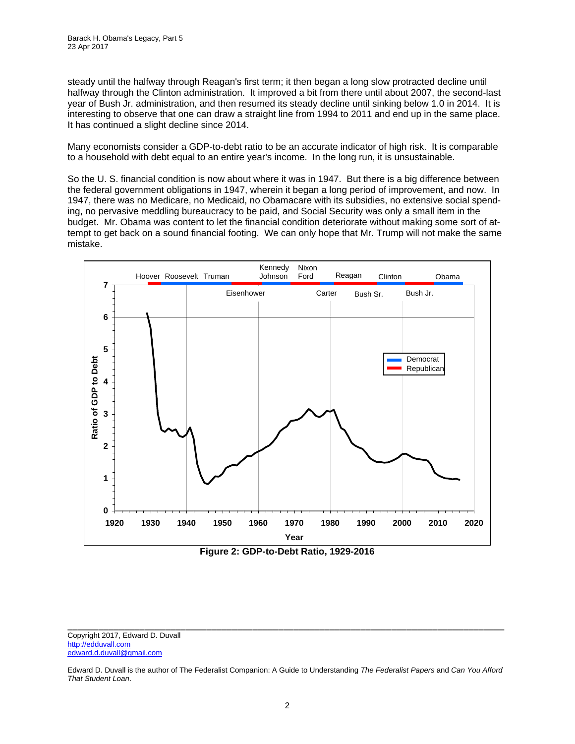steady until the halfway through Reagan's first term; it then began a long slow protracted decline until halfway through the Clinton administration. It improved a bit from there until about 2007, the second-last year of Bush Jr. administration, and then resumed its steady decline until sinking below 1.0 in 2014. It is interesting to observe that one can draw a straight line from 1994 to 2011 and end up in the same place. It has continued a slight decline since 2014.

Many economists consider a GDP-to-debt ratio to be an accurate indicator of high risk. It is comparable to a household with debt equal to an entire year's income. In the long run, it is unsustainable.

So the U. S. financial condition is now about where it was in 1947. But there is a big difference between the federal government obligations in 1947, wherein it began a long period of improvement, and now. In 1947, there was no Medicare, no Medicaid, no Obamacare with its subsidies, no extensive social spending, no pervasive meddling bureaucracy to be paid, and Social Security was only a small item in the budget. Mr. Obama was content to let the financial condition deteriorate without making some sort of attempt to get back on a sound financial footing. We can only hope that Mr. Trump will not make the same mistake.

Hoover Roosevelt Truman Eisenhower Kennedy Johnson Nixon Ford Carter Reagan Bush Sr. Clinton Bush Jr. Obama

Democrat
Republican

Ratio of GDP to Debt

0 1 2 3 4 5 6 7

1920 1930 1940 1950 1960 1970 1980 1990 2000 2010 2020

Year

**Figure 2: GDP-to-Debt Ratio, 1929-2016**

---

Copyright 2017, Edward D. Duvall
http://edduvall.com
edward.d.duvall@gmail.com

Edward D. Duvall is the author of The Federalist Companion: A Guide to Understanding *The Federalist Papers* and *Can You Afford That Student Loan*.